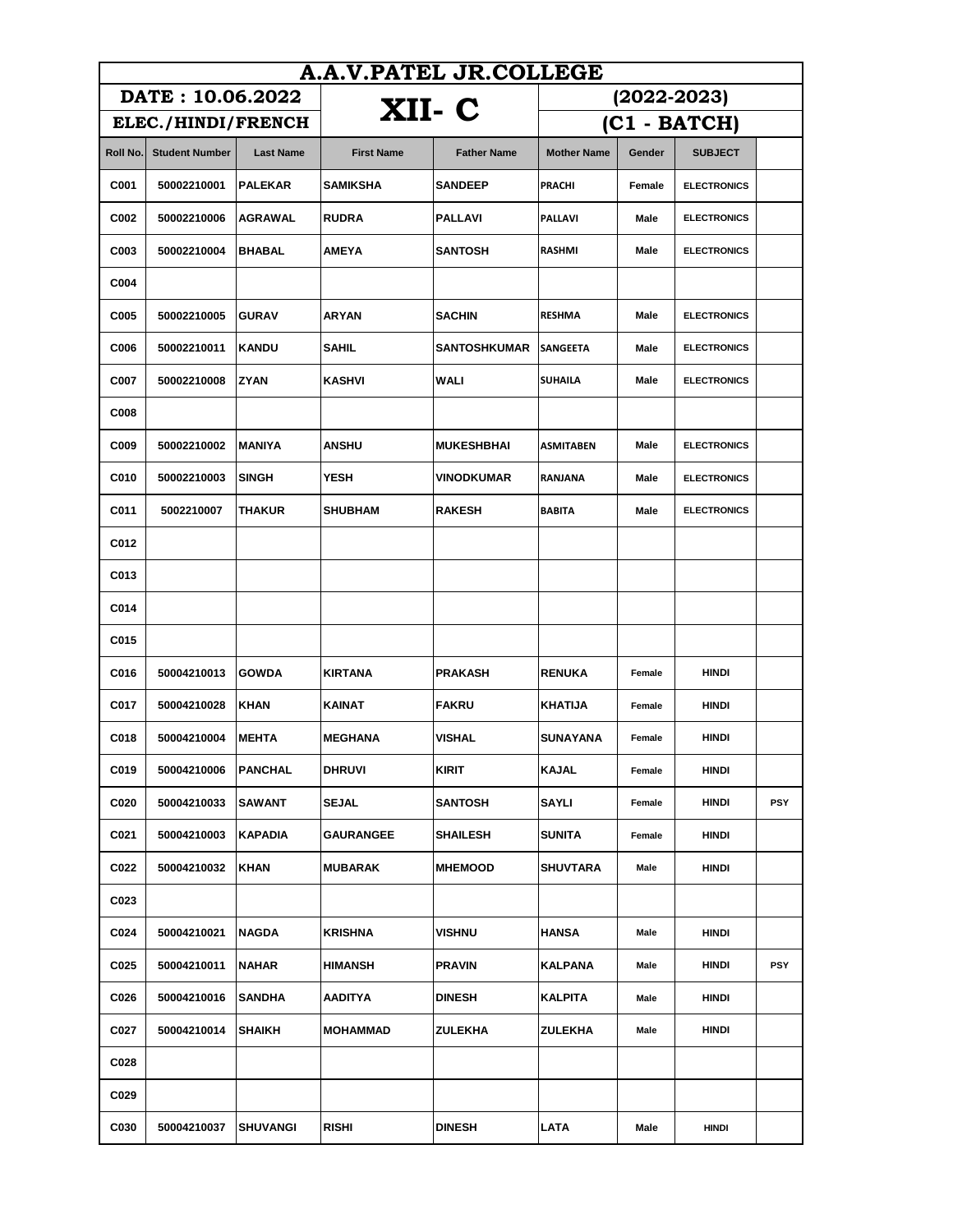| A.A.V.PATEL JR.COLLEGE | | | | | | | | |
|---|---|---|---|---|---|---|---|---|
| DATE : 10.06.2022 | | | XII- C | | (2022-2023) | | | |
| ELEC./HINDI/FRENCH | | | | | (C1 - BATCH) | | | |
| Roll No. | Student Number | Last Name | First Name | Father Name | Mother Name | Gender | SUBJECT | |
| C001 | 50002210001 | PALEKAR | SAMIKSHA | SANDEEP | PRACHI | Female | ELECTRONICS | |
| C002 | 50002210006 | AGRAWAL | RUDRA | PALLAVI | PALLAVI | Male | ELECTRONICS | |
| C003 | 50002210004 | BHABAL | AMEYA | SANTOSH | RASHMI | Male | ELECTRONICS | |
| C004 | | | | | | | | |
| C005 | 50002210005 | GURAV | ARYAN | SACHIN | RESHMA | Male | ELECTRONICS | |
| C006 | 50002210011 | KANDU | SAHIL | SANTOSHKUMAR | SANGEETA | Male | ELECTRONICS | |
| C007 | 50002210008 | ZYAN | KASHVI | WALI | SUHAILA | Male | ELECTRONICS | |
| C008 | | | | | | | | |
| C009 | 50002210002 | MANIYA | ANSHU | MUKESHBHAI | ASMITABEN | Male | ELECTRONICS | |
| C010 | 50002210003 | SINGH | YESH | VINODKUMAR | RANJANA | Male | ELECTRONICS | |
| C011 | 5002210007 | THAKUR | SHUBHAM | RAKESH | BABITA | Male | ELECTRONICS | |
| C012 | | | | | | | | |
| C013 | | | | | | | | |
| C014 | | | | | | | | |
| C015 | | | | | | | | |
| C016 | 50004210013 | GOWDA | KIRTANA | PRAKASH | RENUKA | Female | HINDI | |
| C017 | 50004210028 | KHAN | KAINAT | FAKRU | KHATIJA | Female | HINDI | |
| C018 | 50004210004 | MEHTA | MEGHANA | VISHAL | SUNAYANA | Female | HINDI | |
| C019 | 50004210006 | PANCHAL | DHRUVI | KIRIT | KAJAL | Female | HINDI | |
| C020 | 50004210033 | SAWANT | SEJAL | SANTOSH | SAYLI | Female | HINDI | PSY |
| C021 | 50004210003 | KAPADIA | GAURANGEE | SHAILESH | SUNITA | Female | HINDI | |
| C022 | 50004210032 | KHAN | MUBARAK | MHEMOOD | SHUVTARA | Male | HINDI | |
| C023 | | | | | | | | |
| C024 | 50004210021 | NAGDA | KRISHNA | VISHNU | HANSA | Male | HINDI | |
| C025 | 50004210011 | NAHAR | HIMANSH | PRAVIN | KALPANA | Male | HINDI | PSY |
| C026 | 50004210016 | SANDHA | AADITYA | DINESH | KALPITA | Male | HINDI | |
| C027 | 50004210014 | SHAIKH | MOHAMMAD | ZULEKHA | ZULEKHA | Male | HINDI | |
| C028 | | | | | | | | |
| C029 | | | | | | | | |
| C030 | 50004210037 | SHUVANGI | RISHI | DINESH | LATA | Male | HINDI | |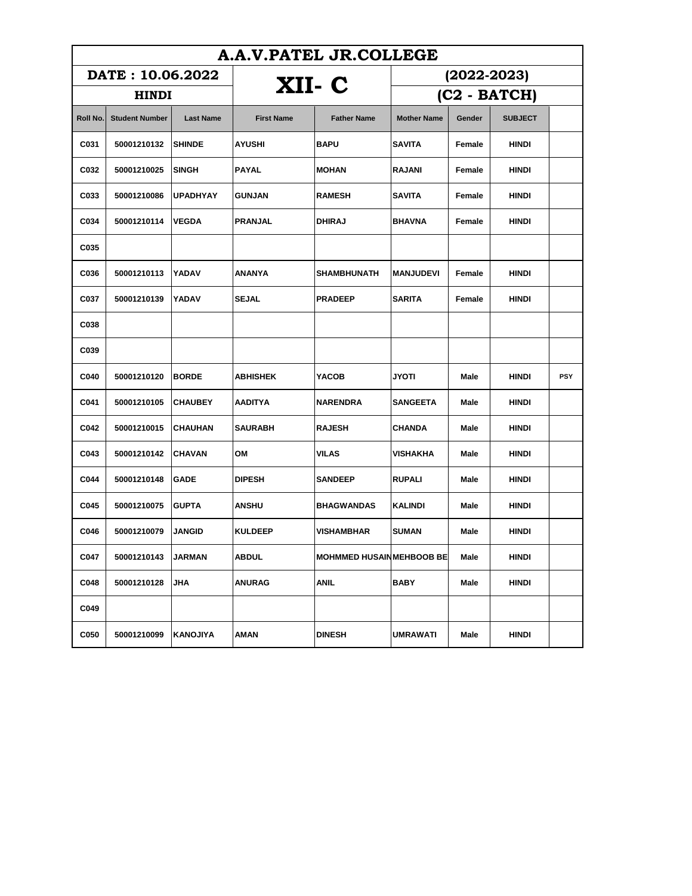| A.A.V.PATEL JR.COLLEGE | | | | | | | | |
|---|---|---|---|---|---|---|---|---|
| DATE : 10.06.2022 | | | XII- C | | (2022-2023) | | | |
| HINDI | | | | | (C2 - BATCH) | | | |
| Roll No. | Student Number | Last Name | First Name | Father Name | Mother Name | Gender | SUBJECT | |
| C031 | 50001210132 | SHINDE | AYUSHI | BAPU | SAVITA | Female | HINDI | |
| C032 | 50001210025 | SINGH | PAYAL | MOHAN | RAJANI | Female | HINDI | |
| C033 | 50001210086 | UPADHYAY | GUNJAN | RAMESH | SAVITA | Female | HINDI | |
| C034 | 50001210114 | VEGDA | PRANJAL | DHIRAJ | BHAVNA | Female | HINDI | |
| C035 | | | | | | | | |
| C036 | 50001210113 | YADAV | ANANYA | SHAMBHUNATH | MANJUDEVI | Female | HINDI | |
| C037 | 50001210139 | YADAV | SEJAL | PRADEEP | SARITA | Female | HINDI | |
| C038 | | | | | | | | |
| C039 | | | | | | | | |
| C040 | 50001210120 | BORDE | ABHISHEK | YACOB | JYOTI | Male | HINDI | PSY |
| C041 | 50001210105 | CHAUBEY | AADITYA | NARENDRA | SANGEETA | Male | HINDI | |
| C042 | 50001210015 | CHAUHAN | SAURABH | RAJESH | CHANDA | Male | HINDI | |
| C043 | 50001210142 | CHAVAN | OM | VILAS | VISHAKHA | Male | HINDI | |
| C044 | 50001210148 | GADE | DIPESH | SANDEEP | RUPALI | Male | HINDI | |
| C045 | 50001210075 | GUPTA | ANSHU | BHAGWANDAS | KALINDI | Male | HINDI | |
| C046 | 50001210079 | JANGID | KULDEEP | VISHAMBHAR | SUMAN | Male | HINDI | |
| C047 | 50001210143 | JARMAN | ABDUL | MOHMMED HUSAIN | MEHBOOB BE | Male | HINDI | |
| C048 | 50001210128 | JHA | ANURAG | ANIL | BABY | Male | HINDI | |
| C049 | | | | | | | | |
| C050 | 50001210099 | KANOJIYA | AMAN | DINESH | UMRAWATI | Male | HINDI | |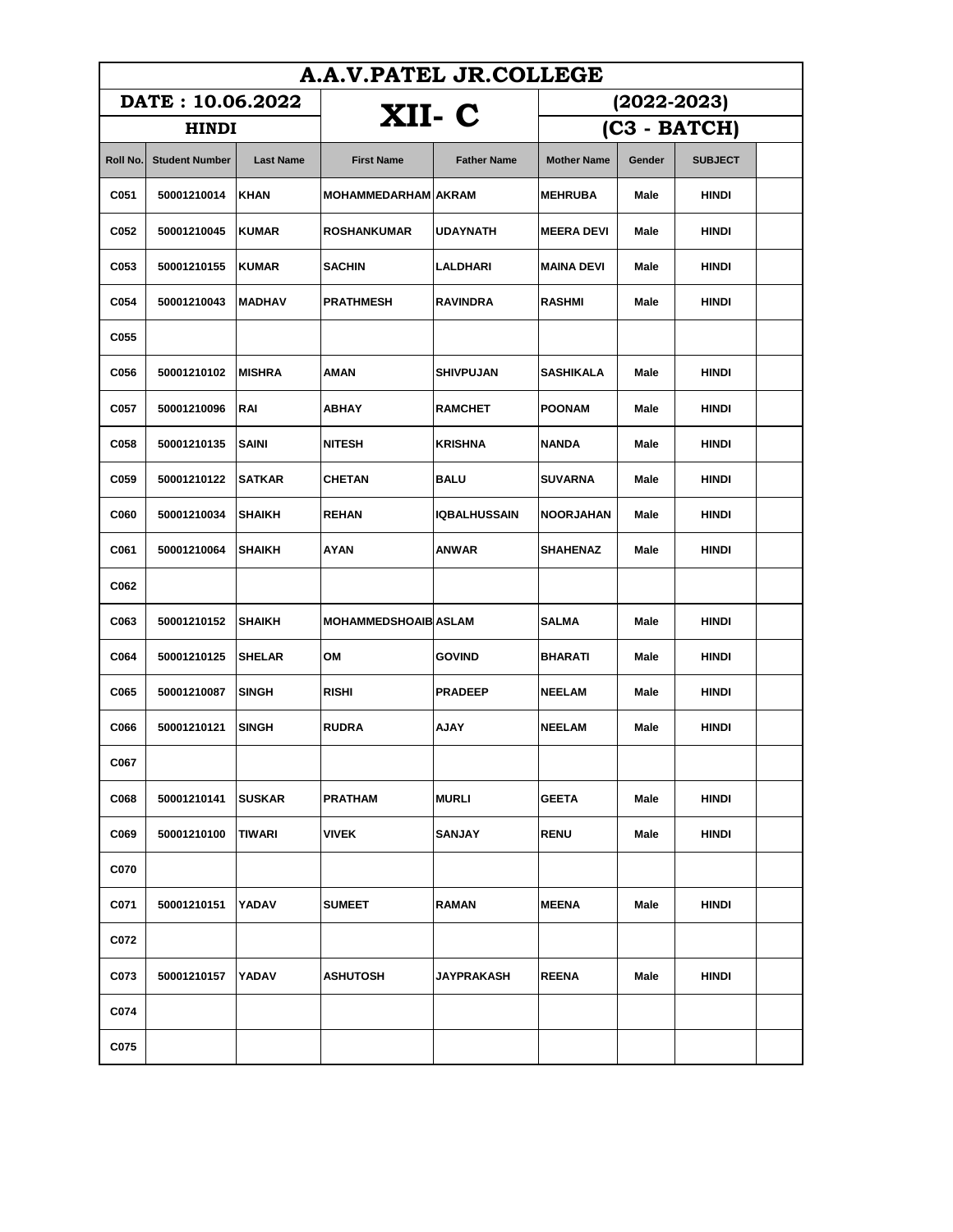| A.A.V.PATEL JR.COLLEGE | | | | | | | | |
|---|---|---|---|---|---|---|---|---|
| DATE : 10.06.2022 | | XII- C | | (2022-2023) | | | | |
| HINDI | | | | (C3 - BATCH) | | | | |
| Roll No. | Student Number | Last Name | First Name | Father Name | Mother Name | Gender | SUBJECT | |
| C051 | 50001210014 | KHAN | MOHAMMEDARHAM | AKRAM | MEHRUBA | Male | HINDI | |
| C052 | 50001210045 | KUMAR | ROSHANKUMAR | UDAYNATH | MEERA DEVI | Male | HINDI | |
| C053 | 50001210155 | KUMAR | SACHIN | LALDHARI | MAINA DEVI | Male | HINDI | |
| C054 | 50001210043 | MADHAV | PRATHMESH | RAVINDRA | RASHMI | Male | HINDI | |
| C055 | | | | | | | | |
| C056 | 50001210102 | MISHRA | AMAN | SHIVPUJAN | SASHIKALA | Male | HINDI | |
| C057 | 50001210096 | RAI | ABHAY | RAMCHET | POONAM | Male | HINDI | |
| C058 | 50001210135 | SAINI | NITESH | KRISHNA | NANDA | Male | HINDI | |
| C059 | 50001210122 | SATKAR | CHETAN | BALU | SUVARNA | Male | HINDI | |
| C060 | 50001210034 | SHAIKH | REHAN | IQBALHUSSAIN | NOORJAHAN | Male | HINDI | |
| C061 | 50001210064 | SHAIKH | AYAN | ANWAR | SHAHENAZ | Male | HINDI | |
| C062 | | | | | | | | |
| C063 | 50001210152 | SHAIKH | MOHAMMEDSHOAIB | ASLAM | SALMA | Male | HINDI | |
| C064 | 50001210125 | SHELAR | OM | GOVIND | BHARATI | Male | HINDI | |
| C065 | 50001210087 | SINGH | RISHI | PRADEEP | NEELAM | Male | HINDI | |
| C066 | 50001210121 | SINGH | RUDRA | AJAY | NEELAM | Male | HINDI | |
| C067 | | | | | | | | |
| C068 | 50001210141 | SUSKAR | PRATHAM | MURLI | GEETA | Male | HINDI | |
| C069 | 50001210100 | TIWARI | VIVEK | SANJAY | RENU | Male | HINDI | |
| C070 | | | | | | | | |
| C071 | 50001210151 | YADAV | SUMEET | RAMAN | MEENA | Male | HINDI | |
| C072 | | | | | | | | |
| C073 | 50001210157 | YADAV | ASHUTOSH | JAYPRAKASH | REENA | Male | HINDI | |
| C074 | | | | | | | | |
| C075 | | | | | | | | |